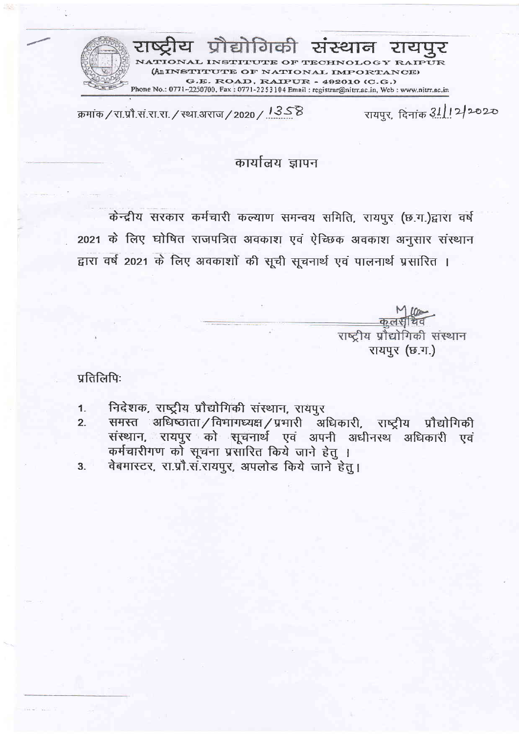# राष्ट्रीय प्रौद्योगिकी संस्थान रायपुर

NATIONAL INSTITUTE OF TECHNOLOGY RAIPUR
(An INSTITUTE OF NATIONAL IMPORTANCE)
G.E. ROAD, RAIPUR - 492010 (C.G.)
Phone No.: 0771-2250700, Fax : 0771-2253104 Email : registrar@nitrr.ac.in, Web : www.nitrr.ac.in

क्रमांक / रा.प्रौ.सं.रा.रा. / स्था.अराज / 2020 / 1358

रायपुर, दिनांक 31/12/2020

## कार्यालय ज्ञापन

केन्द्रीय सरकार कर्मचारी कल्याण समन्वय समिति, रायपुर (छ.ग.)द्वारा वर्ष 2021 के लिए घोषित राजपत्रित अवकाश एवं ऐच्छिक अवकाश अनुसार संस्थान द्वारा वर्ष 2021 के लिए अवकाशों की सूची सूचनार्थ एवं पालनार्थ प्रसारित ।

कुलसचिव
राष्ट्रीय प्रौद्योगिकी संस्थान
रायपुर (छ.ग.)

प्रतिलिपिः

1. निदेशक, राष्ट्रीय प्रौद्योगिकी संस्थान, रायपुर
2. समस्त अधिष्ठाता/विभागध्यक्ष/प्रभारी अधिकारी, राष्ट्रीय प्रौद्योगिकी संस्थान, रायपुर को सूचनार्थ एवं अपनी अधीनस्थ अधिकारी एवं कर्मचारीगण को सूचना प्रसारित किये जाने हेतु ।
3. वेबमास्टर, रा.प्रौ.सं.रायपुर, अपलोड किये जाने हेतु।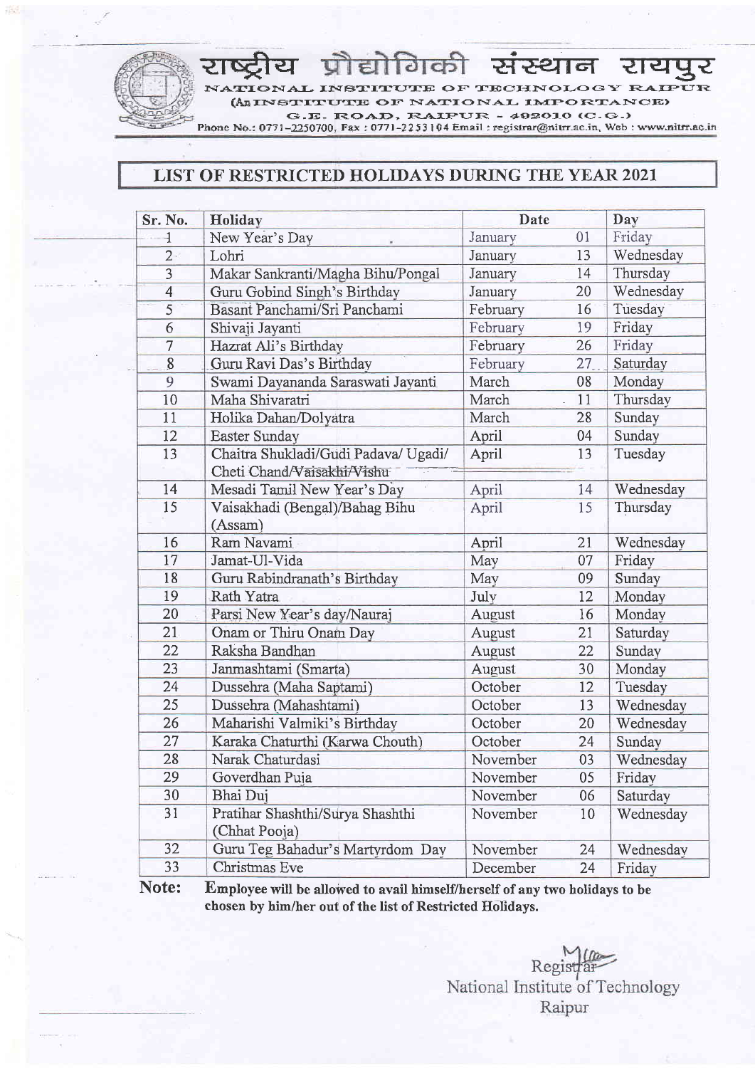# राष्ट्रीय प्रौद्योगिकी संस्थान रायपुर

NATIONAL INSTITUTE OF TECHNOLOGY RAIPUR
(An INSTITUTE OF NATIONAL IMPORTANCE)
G.E. ROAD, RAIPUR - 492010 (C.G.)
Phone No.: 0771-2250700, Fax : 0771-2253104 Email : registrar@nitrr.ac.in, Web : www.nitrr.ac.in

## LIST OF RESTRICTED HOLIDAYS DURING THE YEAR 2021

| Sr. No. | Holiday | Date | | Day |
|---|---|---|---|---|
| 1 | New Year's Day | January | 01 | Friday |
| 2 | Lohri | January | 13 | Wednesday |
| 3 | Makar Sankranti/Magha Bihu/Pongal | January | 14 | Thursday |
| 4 | Guru Gobind Singh's Birthday | January | 20 | Wednesday |
| 5 | Basant Panchami/Sri Panchami | February | 16 | Tuesday |
| 6 | Shivaji Jayanti | February | 19 | Friday |
| 7 | Hazrat Ali's Birthday | February | 26 | Friday |
| 8 | Guru Ravi Das's Birthday | February | 27 | Saturday |
| 9 | Swami Dayananda Saraswati Jayanti | March | 08 | Monday |
| 10 | Maha Shivaratri | March | 11 | Thursday |
| 11 | Holika Dahan/Dolyatra | March | 28 | Sunday |
| 12 | Easter Sunday | April | 04 | Sunday |
| 13 | Chaitra Shukladi/Gudi Padava/ Ugadi/ Cheti Chand/Vaisakhi/Vishu | April | 13 | Tuesday |
| 14 | Mesadi Tamil New Year's Day | April | 14 | Wednesday |
| 15 | Vaisakhadi (Bengal)/Bahag Bihu (Assam) | April | 15 | Thursday |
| 16 | Ram Navami | April | 21 | Wednesday |
| 17 | Jamat-Ul-Vida | May | 07 | Friday |
| 18 | Guru Rabindranath's Birthday | May | 09 | Sunday |
| 19 | Rath Yatra | July | 12 | Monday |
| 20 | Parsi New Year's day/Nauraj | August | 16 | Monday |
| 21 | Onam or Thiru Onam Day | August | 21 | Saturday |
| 22 | Raksha Bandhan | August | 22 | Sunday |
| 23 | Janmashtami (Smarta) | August | 30 | Monday |
| 24 | Dussehra (Maha Saptami) | October | 12 | Tuesday |
| 25 | Dussehra (Mahashtami) | October | 13 | Wednesday |
| 26 | Maharishi Valmiki's Birthday | October | 20 | Wednesday |
| 27 | Karaka Chaturthi (Karwa Chouth) | October | 24 | Sunday |
| 28 | Narak Chaturdasi | November | 03 | Wednesday |
| 29 | Goverdhan Puja | November | 05 | Friday |
| 30 | Bhai Duj | November | 06 | Saturday |
| 31 | Pratihar Shashthi/Surya Shashthi (Chhat Pooja) | November | 10 | Wednesday |
| 32 | Guru Teg Bahadur's Martyrdom Day | November | 24 | Wednesday |
| 33 | Christmas Eve | December | 24 | Friday |

**Note:** **Employee will be allowed to avail himself/herself of any two holidays to be chosen by him/her out of the list of Restricted Holidays.**

Registrar
National Institute of Technology
Raipur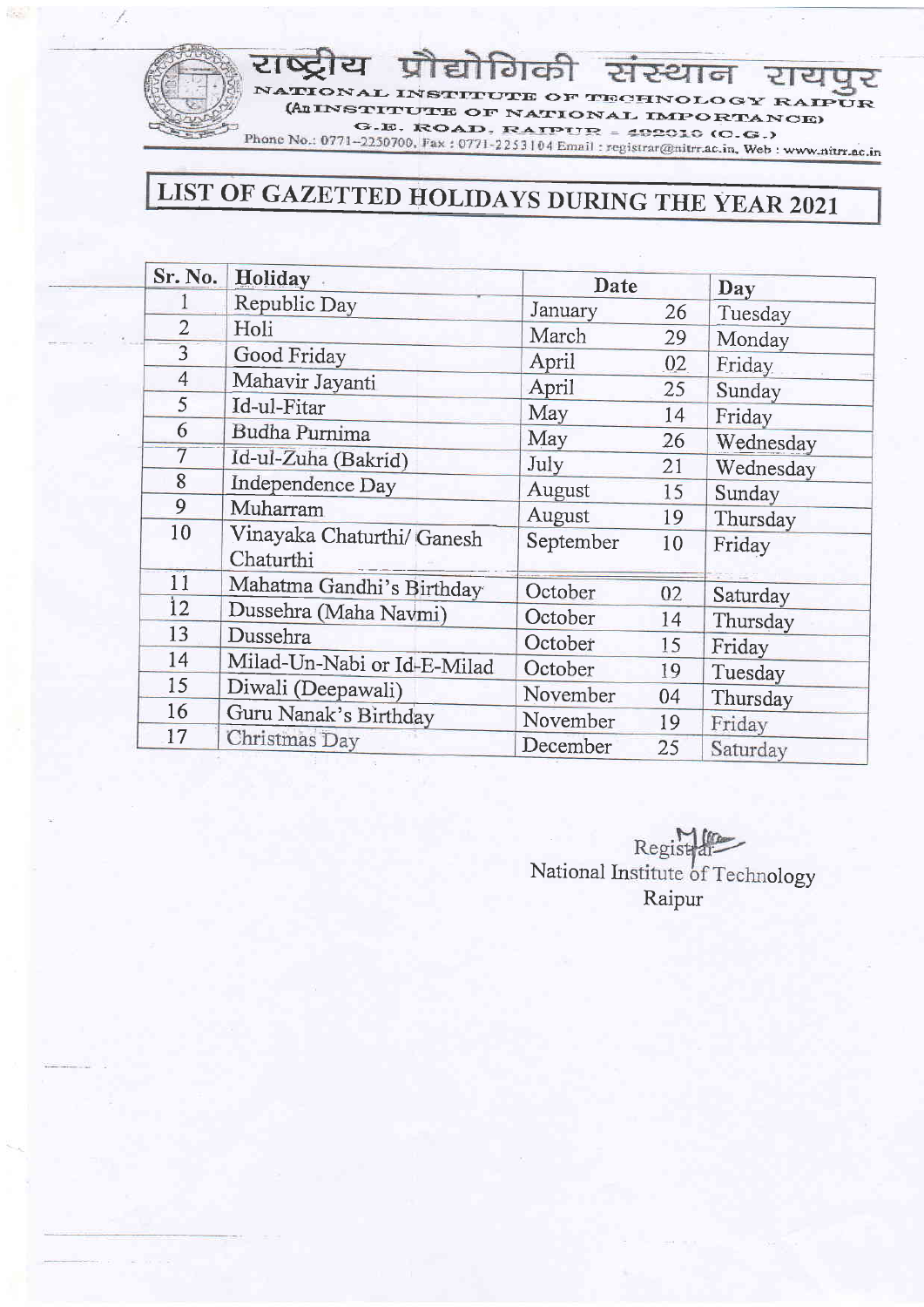राष्ट्रीय प्रौद्योगिकी संस्थान रायपुर

NATIONAL INSTITUTE OF TECHNOLOGY RAIPUR

(An INSTITUTE OF NATIONAL IMPORTANCE)

G.E. ROAD, RAIPUR - 492010 (C.G.)

Phone No.: 0771-2250700, Fax : 0771-2253104 Email : registrar@nitrr.ac.in, Web : www.nitrr.ac.in

# LIST OF GAZETTED HOLIDAYS DURING THE YEAR 2021

| Sr. No. | Holiday | Date | | Day |
|---|---|---|---|---|
| 1 | Republic Day | January | 26 | Tuesday |
| 2 | Holi | March | 29 | Monday |
| 3 | Good Friday | April | 02 | Friday |
| 4 | Mahavir Jayanti | April | 25 | Sunday |
| 5 | Id-ul-Fitar | May | 14 | Friday |
| 6 | Budha Purnima | May | 26 | Wednesday |
| 7 | Id-ul-Zuha (Bakrid) | July | 21 | Wednesday |
| 8 | Independence Day | August | 15 | Sunday |
| 9 | Muharram | August | 19 | Thursday |
| 10 | Vinayaka Chaturthi/ Ganesh Chaturthi | September | 10 | Friday |
| 11 | Mahatma Gandhi's Birthday | October | 02 | Saturday |
| 12 | Dussehra (Maha Navmi) | October | 14 | Thursday |
| 13 | Dussehra | October | 15 | Friday |
| 14 | Milad-Un-Nabi or Id-E-Milad | October | 19 | Tuesday |
| 15 | Diwali (Deepawali) | November | 04 | Thursday |
| 16 | Guru Nanak's Birthday | November | 19 | Friday |
| 17 | Christmas Day | December | 25 | Saturday |

Registrar
National Institute of Technology
Raipur